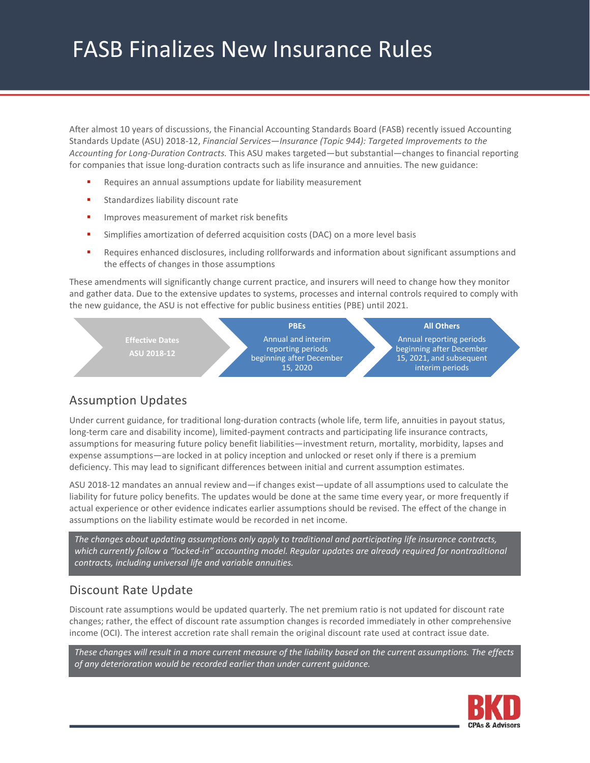# FASB Finalizes New Insurance Rules

After almost 10 years of discussions, the Financial Accounting Standards Board (FASB) recently issued Accounting Standards Update (ASU) 2018-12, *Financial Services—Insurance (Topic 944): Targeted Improvements to the Accounting for Long-Duration Contracts.* This ASU makes targeted—but substantial—changes to financial reporting for companies that issue long-duration contracts such as life insurance and annuities. The new guidance:

- Requires an annual assumptions update for liability measurement
- Standardizes liability discount rate
- Improves measurement of market risk benefits
- Simplifies amortization of deferred acquisition costs (DAC) on a more level basis
- Requires enhanced disclosures, including rollforwards and information about significant assumptions and the effects of changes in those assumptions

These amendments will significantly change current practice, and insurers will need to change how they monitor and gather data. Due to the extensive updates to systems, processes and internal controls required to comply with the new guidance, the ASU is not effective for public business entities (PBE) until 2021.

| Effective Dates ASU 2018-12 | PBEs | All Others |
|---|---|---|
| | Annual and interim reporting periods beginning after December 15, 2020 | Annual reporting periods beginning after December 15, 2021, and subsequent interim periods |

## Assumption Updates

Under current guidance, for traditional long-duration contracts (whole life, term life, annuities in payout status, long-term care and disability income), limited-payment contracts and participating life insurance contracts, assumptions for measuring future policy benefit liabilities—investment return, mortality, morbidity, lapses and expense assumptions—are locked in at policy inception and unlocked or reset only if there is a premium deficiency. This may lead to significant differences between initial and current assumption estimates.

ASU 2018-12 mandates an annual review and—if changes exist—update of all assumptions used to calculate the liability for future policy benefits. The updates would be done at the same time every year, or more frequently if actual experience or other evidence indicates earlier assumptions should be revised. The effect of the change in assumptions on the liability estimate would be recorded in net income.

*The changes about updating assumptions only apply to traditional and participating life insurance contracts, which currently follow a "locked-in" accounting model. Regular updates are already required for nontraditional contracts, including universal life and variable annuities.*

## Discount Rate Update

Discount rate assumptions would be updated quarterly. The net premium ratio is not updated for discount rate changes; rather, the effect of discount rate assumption changes is recorded immediately in other comprehensive income (OCI). The interest accretion rate shall remain the original discount rate used at contract issue date.

*These changes will result in a more current measure of the liability based on the current assumptions. The effects of any deterioration would be recorded earlier than under current guidance.*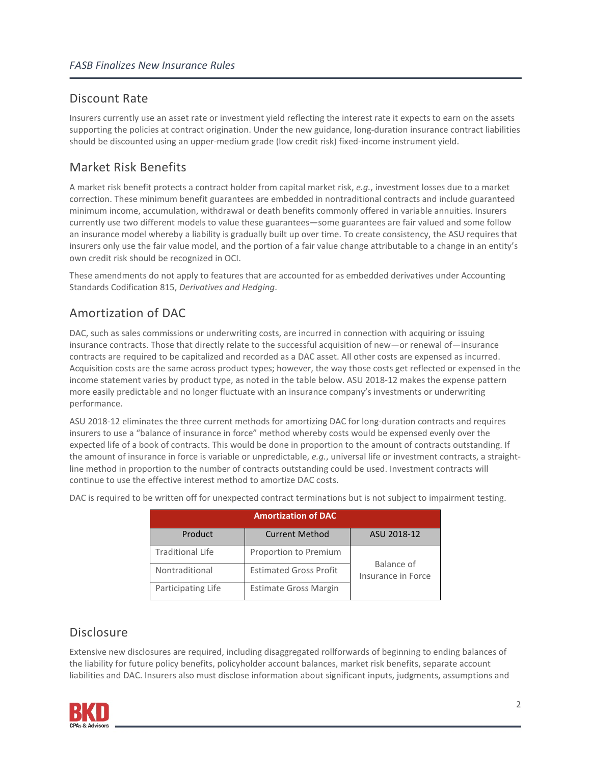## Discount Rate

Insurers currently use an asset rate or investment yield reflecting the interest rate it expects to earn on the assets supporting the policies at contract origination. Under the new guidance, long-duration insurance contract liabilities should be discounted using an upper-medium grade (low credit risk) fixed-income instrument yield.

## Market Risk Benefits

A market risk benefit protects a contract holder from capital market risk, *e.g.*, investment losses due to a market correction. These minimum benefit guarantees are embedded in nontraditional contracts and include guaranteed minimum income, accumulation, withdrawal or death benefits commonly offered in variable annuities. Insurers currently use two different models to value these guarantees—some guarantees are fair valued and some follow an insurance model whereby a liability is gradually built up over time. To create consistency, the ASU requires that insurers only use the fair value model, and the portion of a fair value change attributable to a change in an entity's own credit risk should be recognized in OCI.

These amendments do not apply to features that are accounted for as embedded derivatives under Accounting Standards Codification 815, *Derivatives and Hedging*.

## Amortization of DAC

DAC, such as sales commissions or underwriting costs, are incurred in connection with acquiring or issuing insurance contracts. Those that directly relate to the successful acquisition of new—or renewal of—insurance contracts are required to be capitalized and recorded as a DAC asset. All other costs are expensed as incurred. Acquisition costs are the same across product types; however, the way those costs get reflected or expensed in the income statement varies by product type, as noted in the table below. ASU 2018-12 makes the expense pattern more easily predictable and no longer fluctuate with an insurance company's investments or underwriting performance.

ASU 2018-12 eliminates the three current methods for amortizing DAC for long-duration contracts and requires insurers to use a "balance of insurance in force" method whereby costs would be expensed evenly over the expected life of a book of contracts. This would be done in proportion to the amount of contracts outstanding. If the amount of insurance in force is variable or unpredictable, *e.g.*, universal life or investment contracts, a straight-line method in proportion to the number of contracts outstanding could be used. Investment contracts will continue to use the effective interest method to amortize DAC costs.

DAC is required to be written off for unexpected contract terminations but is not subject to impairment testing.

| **Amortization of DAC** | | |
|---|---|---|
| Product | Current Method | ASU 2018-12 |
| Traditional Life | Proportion to Premium | Balance of Insurance in Force |
| Nontraditional | Estimated Gross Profit | |
| Participating Life | Estimate Gross Margin | |

## Disclosure

Extensive new disclosures are required, including disaggregated rollforwards of beginning to ending balances of the liability for future policy benefits, policyholder account balances, market risk benefits, separate account liabilities and DAC. Insurers also must disclose information about significant inputs, judgments, assumptions and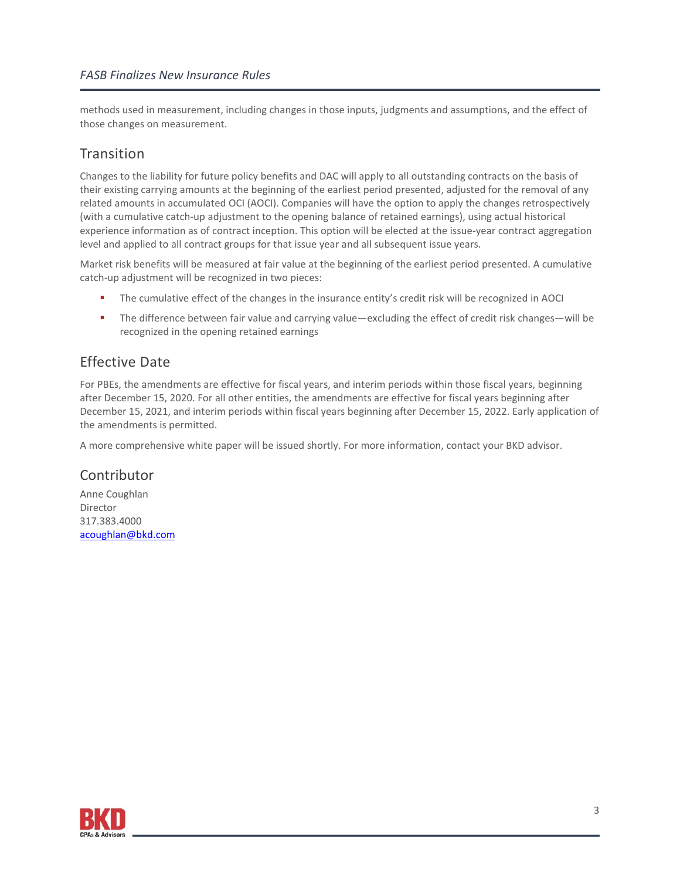methods used in measurement, including changes in those inputs, judgments and assumptions, and the effect of those changes on measurement.

## Transition

Changes to the liability for future policy benefits and DAC will apply to all outstanding contracts on the basis of their existing carrying amounts at the beginning of the earliest period presented, adjusted for the removal of any related amounts in accumulated OCI (AOCI). Companies will have the option to apply the changes retrospectively (with a cumulative catch-up adjustment to the opening balance of retained earnings), using actual historical experience information as of contract inception. This option will be elected at the issue-year contract aggregation level and applied to all contract groups for that issue year and all subsequent issue years.

Market risk benefits will be measured at fair value at the beginning of the earliest period presented. A cumulative catch-up adjustment will be recognized in two pieces:

- The cumulative effect of the changes in the insurance entity's credit risk will be recognized in AOCI
- The difference between fair value and carrying value—excluding the effect of credit risk changes—will be recognized in the opening retained earnings

## Effective Date

For PBEs, the amendments are effective for fiscal years, and interim periods within those fiscal years, beginning after December 15, 2020. For all other entities, the amendments are effective for fiscal years beginning after December 15, 2021, and interim periods within fiscal years beginning after December 15, 2022. Early application of the amendments is permitted.

A more comprehensive white paper will be issued shortly. For more information, contact your BKD advisor.

## Contributor

Anne Coughlan
Director
317.383.4000
acoughlan@bkd.com